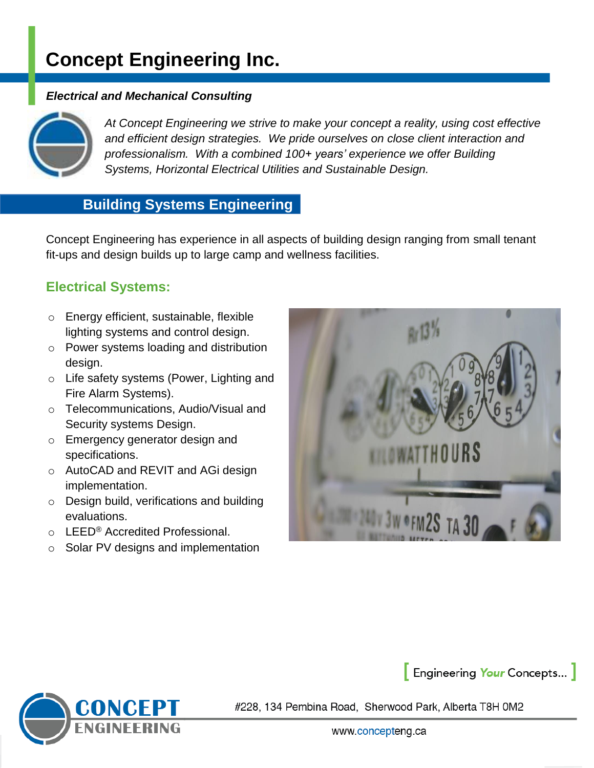# Concept Engineering Inc.

***Electrical and Mechanical Consulting***

*At Concept Engineering we strive to make your concept a reality, using cost effective and efficient design strategies. We pride ourselves on close client interaction and professionalism. With a combined 100+ years' experience we offer Building Systems, Horizontal Electrical Utilities and Sustainable Design.*

## Building Systems Engineering

Concept Engineering has experience in all aspects of building design ranging from small tenant fit-ups and design builds up to large camp and wellness facilities.

### Electrical Systems:

- Energy efficient, sustainable, flexible lighting systems and control design.
- Power systems loading and distribution design.
- Life safety systems (Power, Lighting and Fire Alarm Systems).
- Telecommunications, Audio/Visual and Security systems Design.
- Emergency generator design and specifications.
- AutoCAD and REVIT and AGi design implementation.
- Design build, verifications and building evaluations.
- LEED® Accredited Professional.
- Solar PV designs and implementation

[ Engineering *Your* Concepts... ]

#228, 134 Pembina Road, Sherwood Park, Alberta T8H 0M2

www.concepteng.ca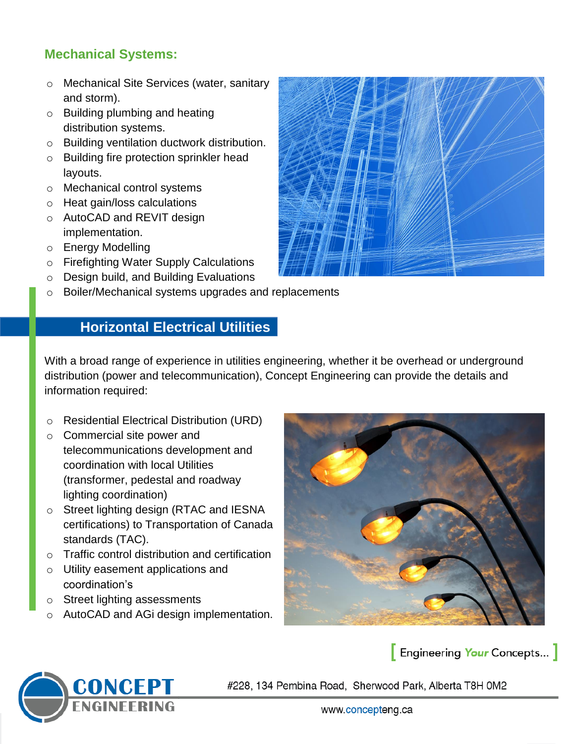## Mechanical Systems:

- Mechanical Site Services (water, sanitary and storm).
- Building plumbing and heating distribution systems.
- Building ventilation ductwork distribution.
- Building fire protection sprinkler head layouts.
- Mechanical control systems
- Heat gain/loss calculations
- AutoCAD and REVIT design implementation.
- Energy Modelling
- Firefighting Water Supply Calculations
- Design build, and Building Evaluations
- Boiler/Mechanical systems upgrades and replacements

## Horizontal Electrical Utilities

With a broad range of experience in utilities engineering, whether it be overhead or underground distribution (power and telecommunication), Concept Engineering can provide the details and information required:

- Residential Electrical Distribution (URD)
- Commercial site power and telecommunications development and coordination with local Utilities (transformer, pedestal and roadway lighting coordination)
- Street lighting design (RTAC and IESNA certifications) to Transportation of Canada standards (TAC).
- Traffic control distribution and certification
- Utility easement applications and coordination's
- Street lighting assessments
- AutoCAD and AGi design implementation.

[ Engineering *Your* Concepts... ]

CONCEPT ENGINEERING

#228, 134 Pembina Road, Sherwood Park, Alberta T8H 0M2

www.concepteng.ca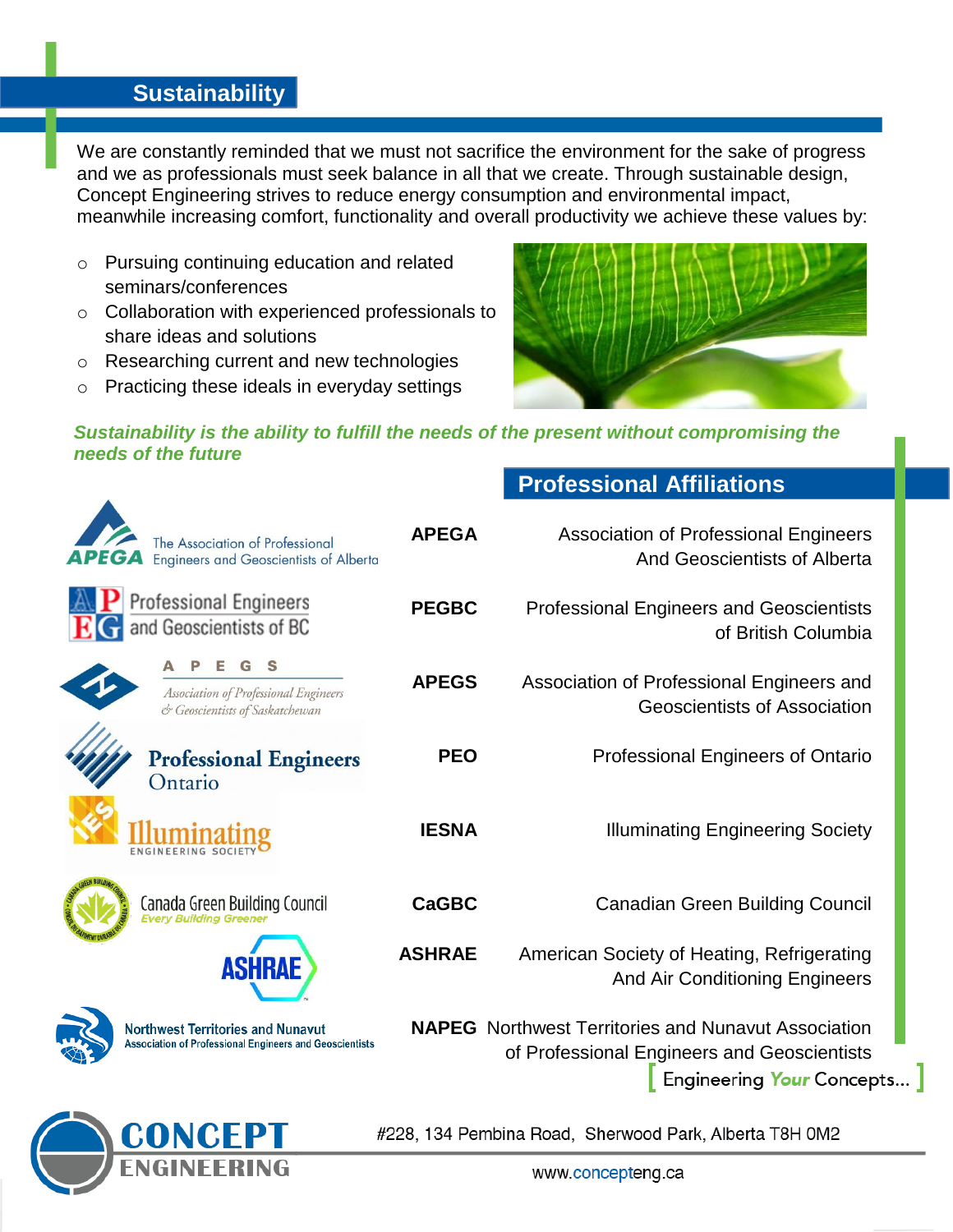## Sustainability

We are constantly reminded that we must not sacrifice the environment for the sake of progress and we as professionals must seek balance in all that we create. Through sustainable design, Concept Engineering strives to reduce energy consumption and environmental impact, meanwhile increasing comfort, functionality and overall productivity we achieve these values by:

- Pursuing continuing education and related seminars/conferences
- Collaboration with experienced professionals to share ideas and solutions
- Researching current and new technologies
- Practicing these ideals in everyday settings

***Sustainability is the ability to fulfill the needs of the present without compromising the needs of the future***

## Professional Affiliations

| | |
|---|---|
| **APEGA** | Association of Professional Engineers And Geoscientists of Alberta |
| **PEGBC** | Professional Engineers and Geoscientists of British Columbia |
| **APEGS** | Association of Professional Engineers and Geoscientists of Association |
| **PEO** | Professional Engineers of Ontario |
| **IESNA** | Illuminating Engineering Society |
| **CaGBC** | Canadian Green Building Council |
| **ASHRAE** | American Society of Heating, Refrigerating And Air Conditioning Engineers |
| **NAPEG** | Northwest Territories and Nunavut Association of Professional Engineers and Geoscientists |

[ Engineering *Your* Concepts... ]

CONCEPT ENGINEERING

#228, 134 Pembina Road, Sherwood Park, Alberta T8H 0M2

www.concepteng.ca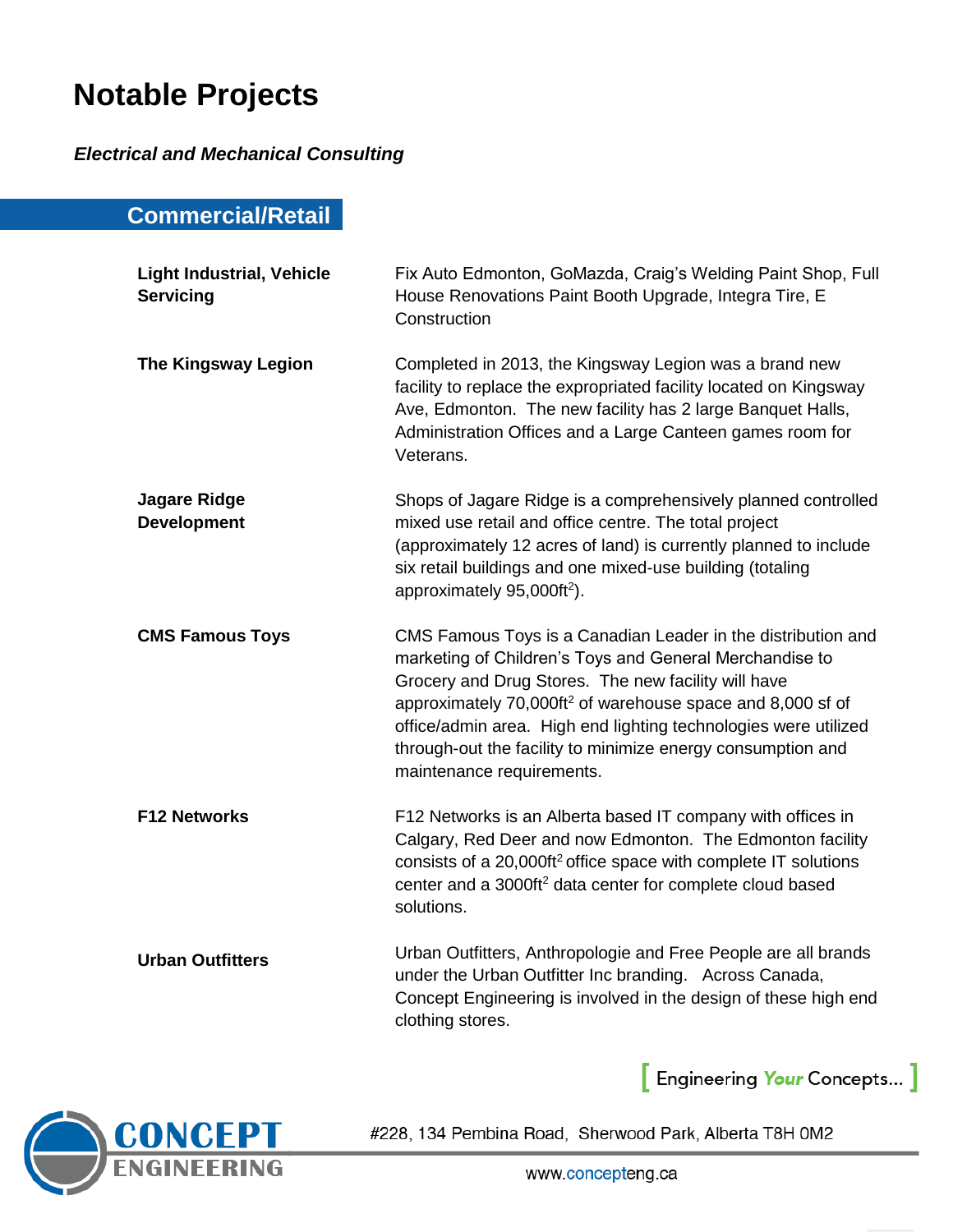# Notable Projects

***Electrical and Mechanical Consulting***

## Commercial/Retail

**Light Industrial, Vehicle Servicing**

Fix Auto Edmonton, GoMazda, Craig's Welding Paint Shop, Full House Renovations Paint Booth Upgrade, Integra Tire, E Construction

**The Kingsway Legion**

Completed in 2013, the Kingsway Legion was a brand new facility to replace the expropriated facility located on Kingsway Ave, Edmonton. The new facility has 2 large Banquet Halls, Administration Offices and a Large Canteen games room for Veterans.

**Jagare Ridge Development**

Shops of Jagare Ridge is a comprehensively planned controlled mixed use retail and office centre. The total project (approximately 12 acres of land) is currently planned to include six retail buildings and one mixed-use building (totaling approximately 95,000ft$^2$).

**CMS Famous Toys**

CMS Famous Toys is a Canadian Leader in the distribution and marketing of Children's Toys and General Merchandise to Grocery and Drug Stores. The new facility will have approximately 70,000ft$^2$ of warehouse space and 8,000 sf of office/admin area. High end lighting technologies were utilized through-out the facility to minimize energy consumption and maintenance requirements.

**F12 Networks**

F12 Networks is an Alberta based IT company with offices in Calgary, Red Deer and now Edmonton. The Edmonton facility consists of a 20,000ft$^2$ office space with complete IT solutions center and a 3000ft$^2$ data center for complete cloud based solutions.

**Urban Outfitters**

Urban Outfitters, Anthropologie and Free People are all brands under the Urban Outfitter Inc branding. Across Canada, Concept Engineering is involved in the design of these high end clothing stores.

[ Engineering *Your* Concepts... ]

CONCEPT ENGINEERING

#228, 134 Pembina Road, Sherwood Park, Alberta T8H 0M2

www.concepteng.ca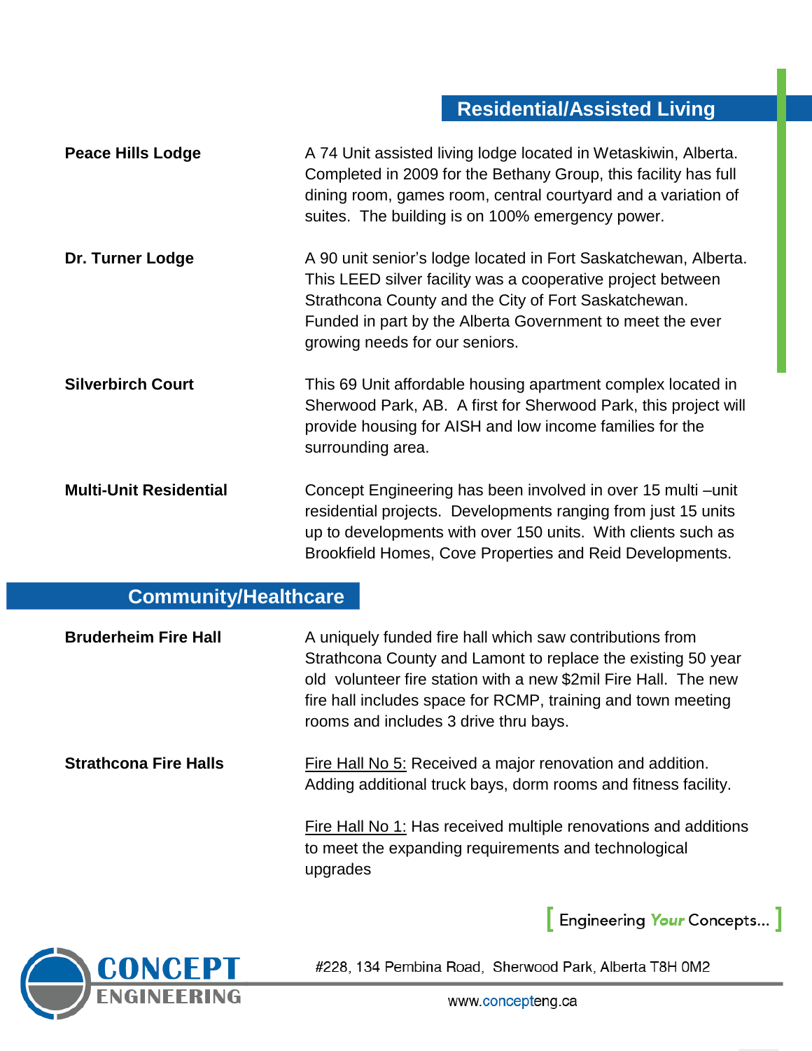## Residential/Assisted Living

**Peace Hills Lodge**

A 74 Unit assisted living lodge located in Wetaskiwin, Alberta. Completed in 2009 for the Bethany Group, this facility has full dining room, games room, central courtyard and a variation of suites. The building is on 100% emergency power.

**Dr. Turner Lodge**

A 90 unit senior's lodge located in Fort Saskatchewan, Alberta. This LEED silver facility was a cooperative project between Strathcona County and the City of Fort Saskatchewan. Funded in part by the Alberta Government to meet the ever growing needs for our seniors.

**Silverbirch Court**

This 69 Unit affordable housing apartment complex located in Sherwood Park, AB. A first for Sherwood Park, this project will provide housing for AISH and low income families for the surrounding area.

**Multi-Unit Residential**

Concept Engineering has been involved in over 15 multi –unit residential projects. Developments ranging from just 15 units up to developments with over 150 units. With clients such as Brookfield Homes, Cove Properties and Reid Developments.

## Community/Healthcare

**Bruderheim Fire Hall**

A uniquely funded fire hall which saw contributions from Strathcona County and Lamont to replace the existing 50 year old volunteer fire station with a new $2mil Fire Hall. The new fire hall includes space for RCMP, training and town meeting rooms and includes 3 drive thru bays.

**Strathcona Fire Halls**

Fire Hall No 5: Received a major renovation and addition. Adding additional truck bays, dorm rooms and fitness facility.

Fire Hall No 1: Has received multiple renovations and additions to meet the expanding requirements and technological upgrades

[ Engineering *Your* Concepts... ]

CONCEPT ENGINEERING

#228, 134 Pembina Road, Sherwood Park, Alberta T8H 0M2

www.concepteng.ca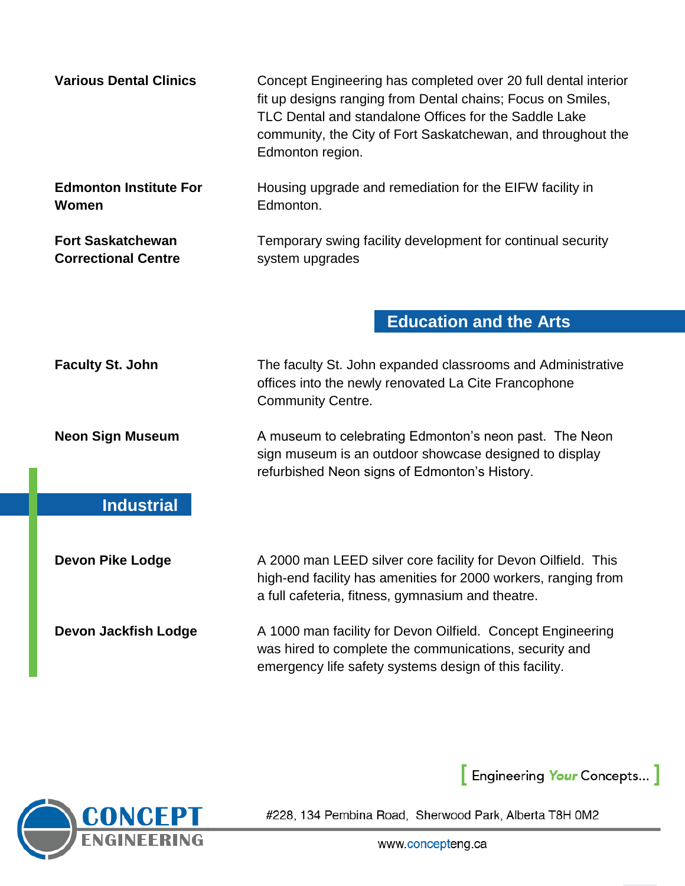**Various Dental Clinics**

Concept Engineering has completed over 20 full dental interior fit up designs ranging from Dental chains; Focus on Smiles, TLC Dental and standalone Offices for the Saddle Lake community, the City of Fort Saskatchewan, and throughout the Edmonton region.

**Edmonton Institute For Women**

Housing upgrade and remediation for the EIFW facility in Edmonton.

**Fort Saskatchewan Correctional Centre**

Temporary swing facility development for continual security system upgrades

## Education and the Arts

**Faculty St. John**

The faculty St. John expanded classrooms and Administrative offices into the newly renovated La Cite Francophone Community Centre.

**Neon Sign Museum**

A museum to celebrating Edmonton's neon past. The Neon sign museum is an outdoor showcase designed to display refurbished Neon signs of Edmonton's History.

## Industrial

**Devon Pike Lodge**

A 2000 man LEED silver core facility for Devon Oilfield. This high-end facility has amenities for 2000 workers, ranging from a full cafeteria, fitness, gymnasium and theatre.

**Devon Jackfish Lodge**

A 1000 man facility for Devon Oilfield. Concept Engineering was hired to complete the communications, security and emergency life safety systems design of this facility.

[ Engineering *Your* Concepts... ]

CONCEPT ENGINEERING

#228, 134 Pembina Road, Sherwood Park, Alberta T8H 0M2

www.concepteng.ca